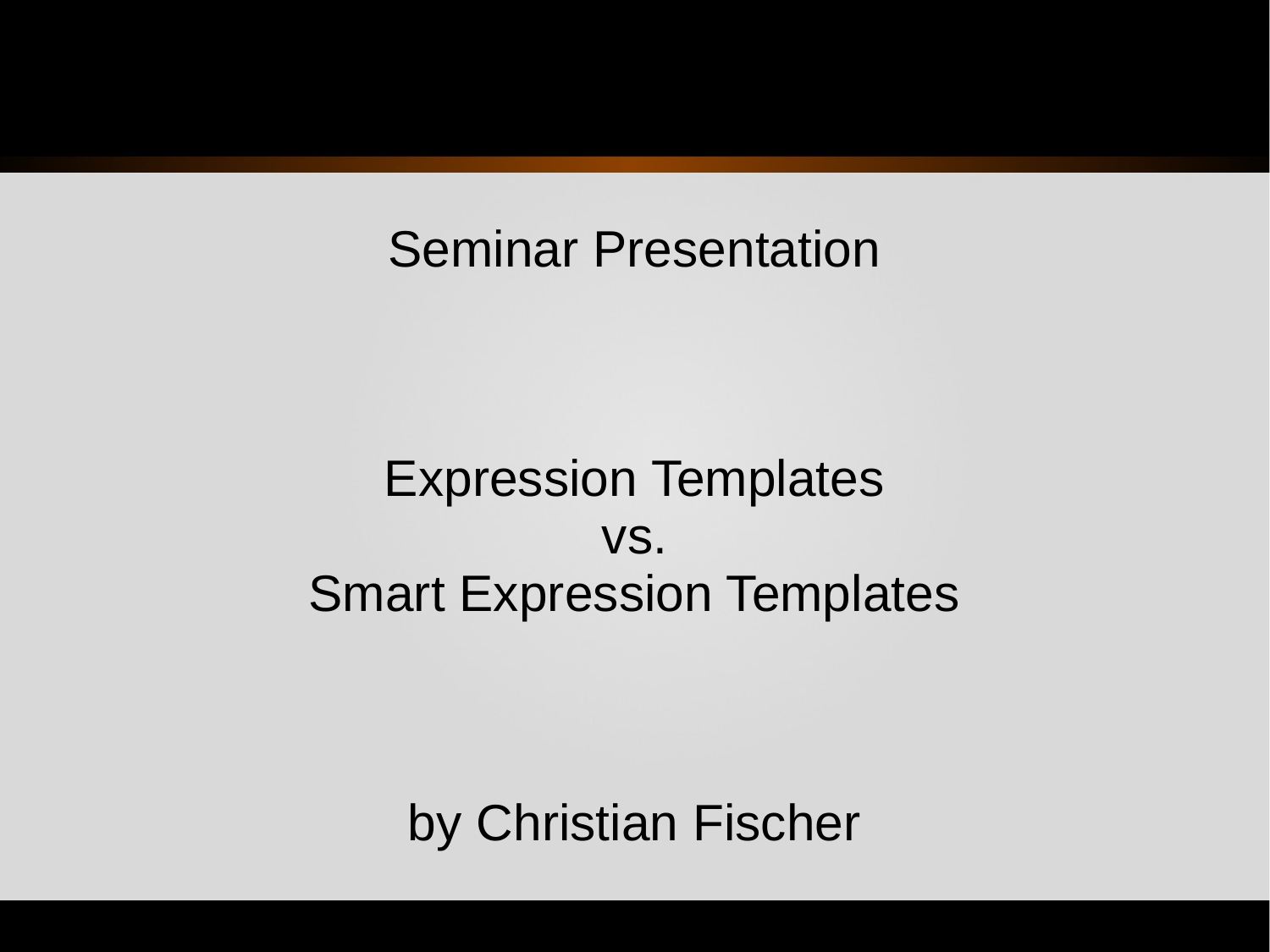Seminar Presentation

# Expression Templates
# vs.
# Smart Expression Templates

by Christian Fischer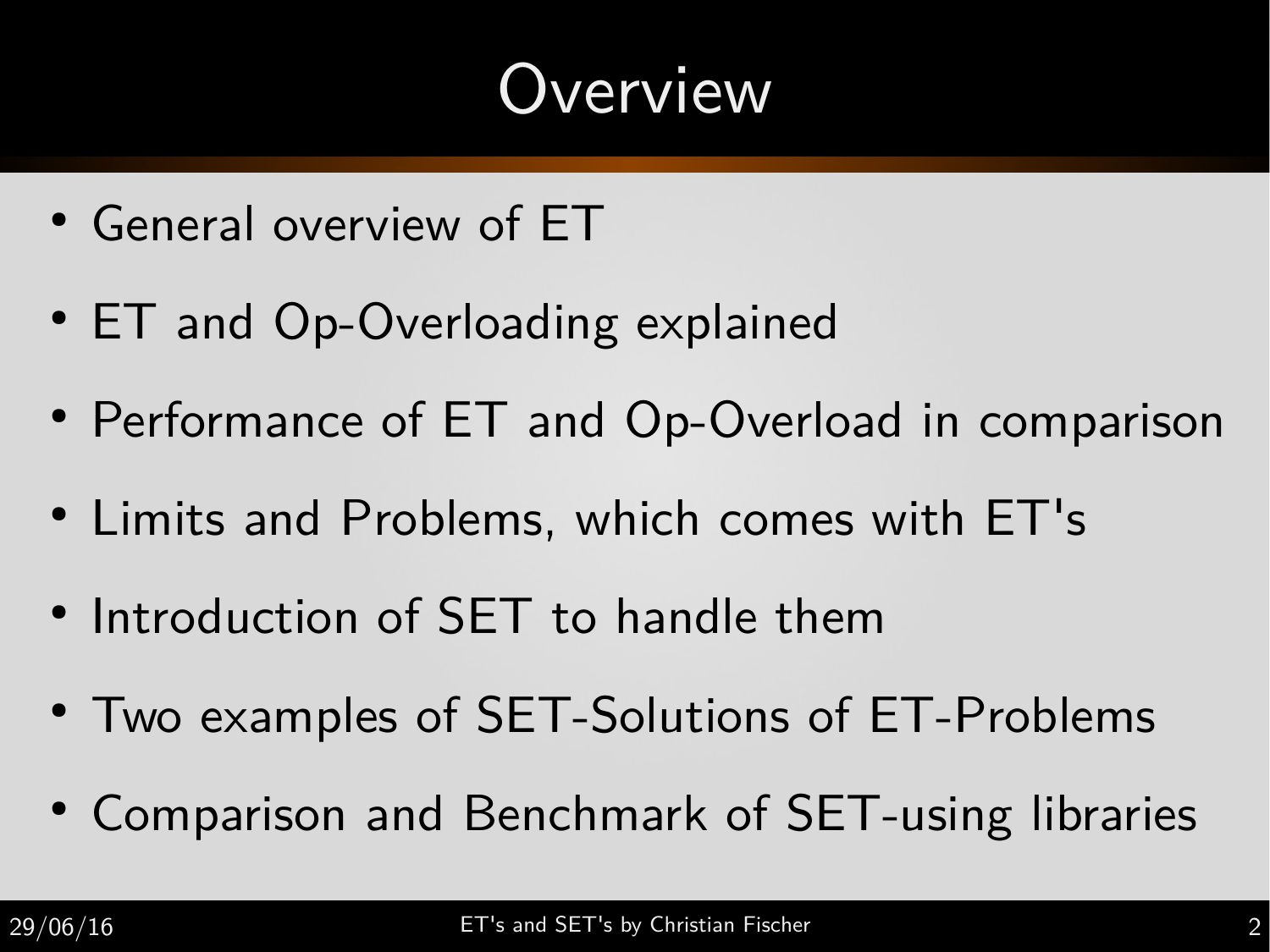# Overview

- General overview of ET
- ET and Op-Overloading explained
- Performance of ET and Op-Overload in comparison
- Limits and Problems, which comes with ET's
- Introduction of SET to handle them
- Two examples of SET-Solutions of ET-Problems
- Comparison and Benchmark of SET-using libraries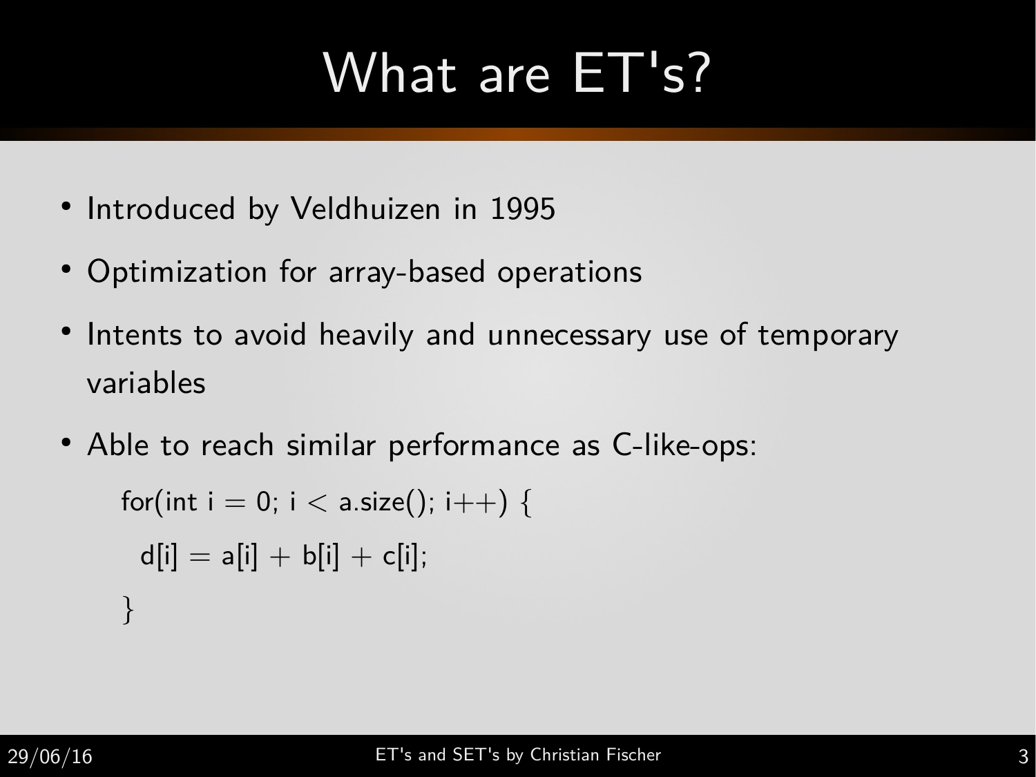# What are ET's?

- Introduced by Veldhuizen in 1995
- Optimization for array-based operations
- Intents to avoid heavily and unnecessary use of temporary variables
- Able to reach similar performance as C-like-ops:

```
for(int i = 0; i < a.size(); i++) {
  d[i] = a[i] + b[i] + c[i];
}
```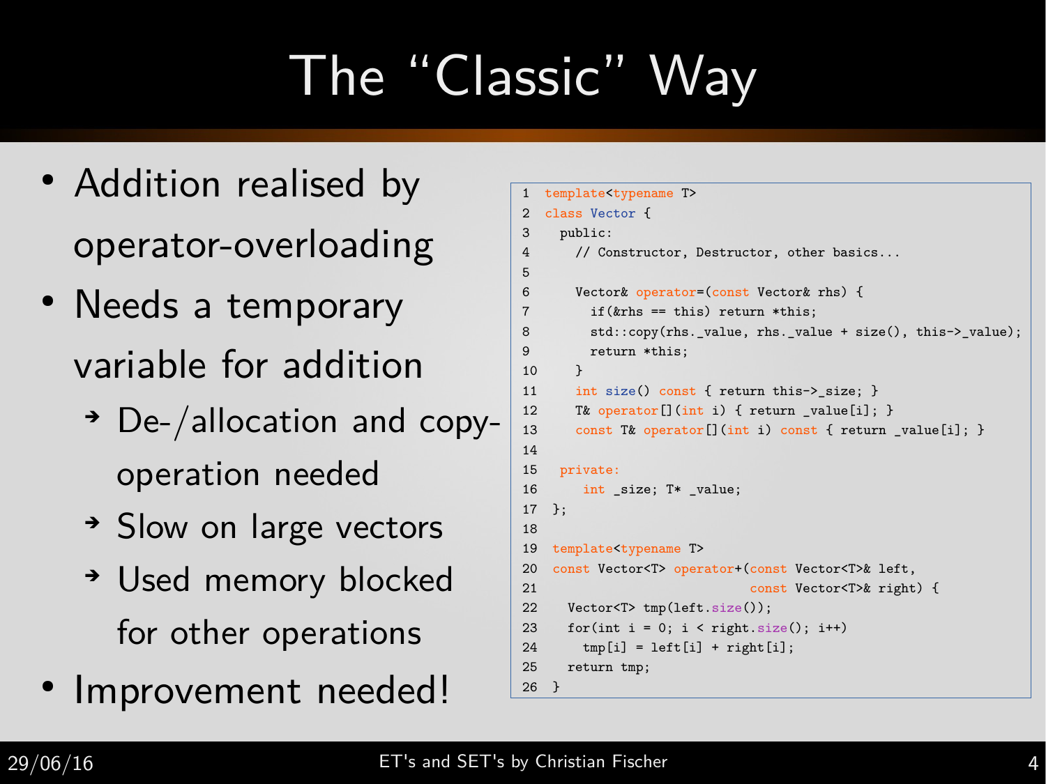# The "Classic" Way

- Addition realised by operator-overloading
- Needs a temporary variable for addition
  - De-/allocation and copy-operation needed
  - Slow on large vectors
  - Used memory blocked for other operations
- Improvement needed!

```cpp
template<typename T>
class Vector {
  public:
    // Constructor, Destructor, other basics...

    Vector& operator=(const Vector& rhs) {
      if(&rhs == this) return *this;
      std::copy(rhs._value, rhs._value + size(), this->_value);
      return *this;
    }
    int size() const { return this->_size; }
    T& operator[](int i) { return _value[i]; }
    const T& operator[](int i) const { return _value[i]; }

  private:
     int _size; T* _value;
};

 template<typename T>
 const Vector<T> operator+(const Vector<T>& left,
                           const Vector<T>& right) {
   Vector<T> tmp(left.size());
   for(int i = 0; i < right.size(); i++)
     tmp[i] = left[i] + right[i];
   return tmp;
 }
```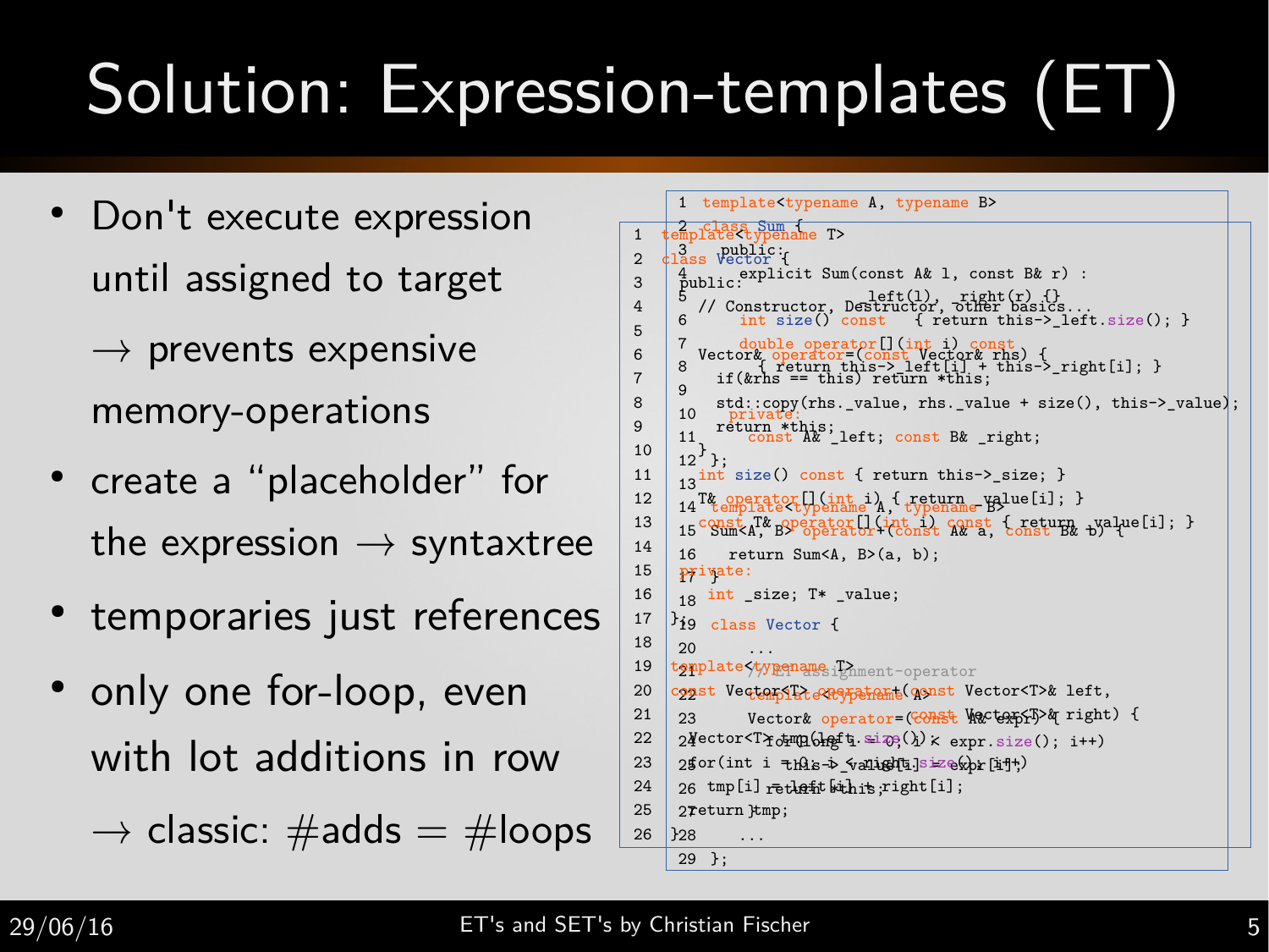# Solution: Expression-templates (ET)

- Don't execute expression until assigned to target
  → prevents expensive memory-operations
- create a "placeholder" for the expression → syntaxtree
- temporaries just references
- only one for-loop, even with lot additions in row
  → classic: #adds = #loops

```cpp
template<typename T>
class Vector {
public:
  // Constructor, Destructor, other basics...

  Vector& operator=(const Vector& rhs) {
    if(&rhs == this) return *this;
    std::copy(rhs._value, rhs._value + size(), this->_value);
    return *this;
  }
  int size() const { return this->_size; }
  T& operator[](int i) { return _value[i]; }
  const T& operator[](int i) const { return _value[i]; }

private:
  int _size; T* _value;
};

template<typename T>
const Vector<T> operator+(const Vector<T>& left,
                          const Vector<T>& right) {
  Vector<T> tmp(left.size());
  for(int i = 0; i < right.size(); i++)
    tmp[i] = left[i] + right[i];
  return tmp;
}
```

```cpp
template<typename A, typename B>
class Sum {
  public:
    explicit Sum(const A& l, const B& r) :
      _left(l), _right(r) {}
    int size() const   { return this->_left.size(); }
    double operator[](int i) const
      { return this->_left[i] + this->_right[i]; }

  private:
    const A& _left; const B& _right;
};

template<typename A, typename B>
Sum<A, B> operator+(const A& a, const B& b) {
  return Sum<A, B>(a, b);
}

class Vector {
  ...
  // ET assignment-operator
  template<typename A>
  Vector& operator=(const A& expr) {
    for(long i = 0; i < expr.size(); i++)
      this->_value[i] = expr[i];
    return *this;
  }
  ...
};
```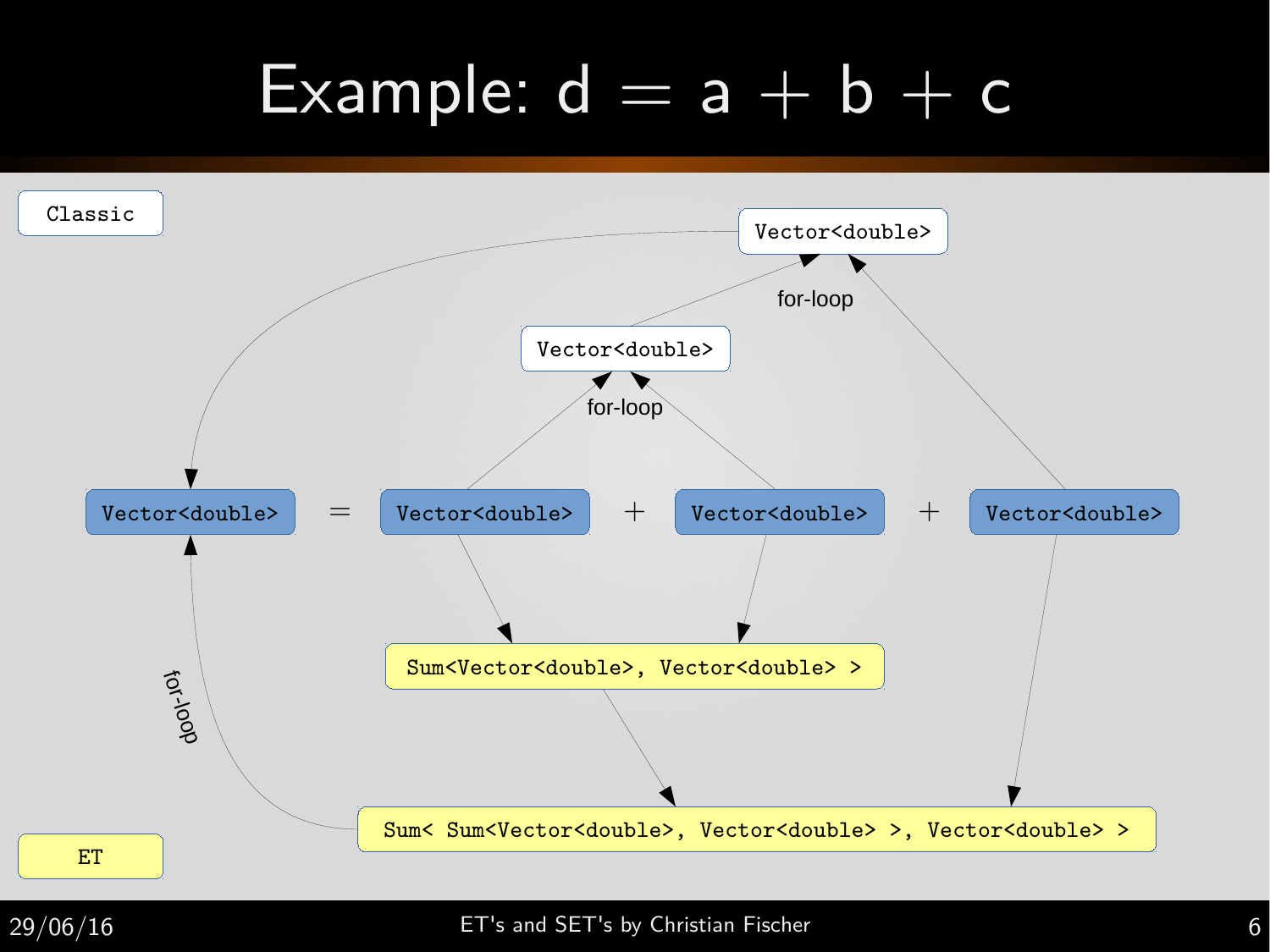# Example: d = a + b + c

Classic

Vector<double>

for-loop

Vector<double>

for-loop

Vector<double> = Vector<double> + Vector<double> + Vector<double>

Sum<Vector<double>, Vector<double> >

for-loop

Sum< Sum<Vector<double>, Vector<double> >, Vector<double> >

ET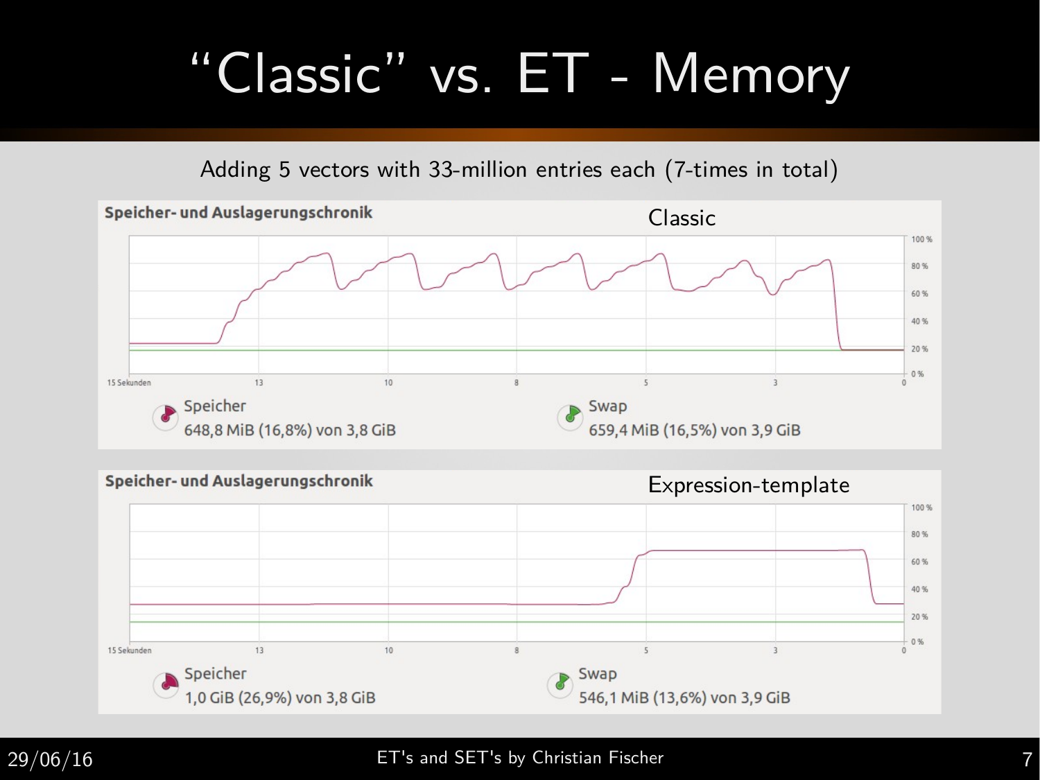# "Classic" vs. ET - Memory

Adding 5 vectors with 33-million entries each (7-times in total)

**Speicher- und Auslagerungschronik** — Classic

Speicher: 648,8 MiB (16,8%) von 3,8 GiB

Swap: 659,4 MiB (16,5%) von 3,9 GiB

**Speicher- und Auslagerungschronik** — Expression-template

Speicher: 1,0 GiB (26,9%) von 3,8 GiB

Swap: 546,1 MiB (13,6%) von 3,9 GiB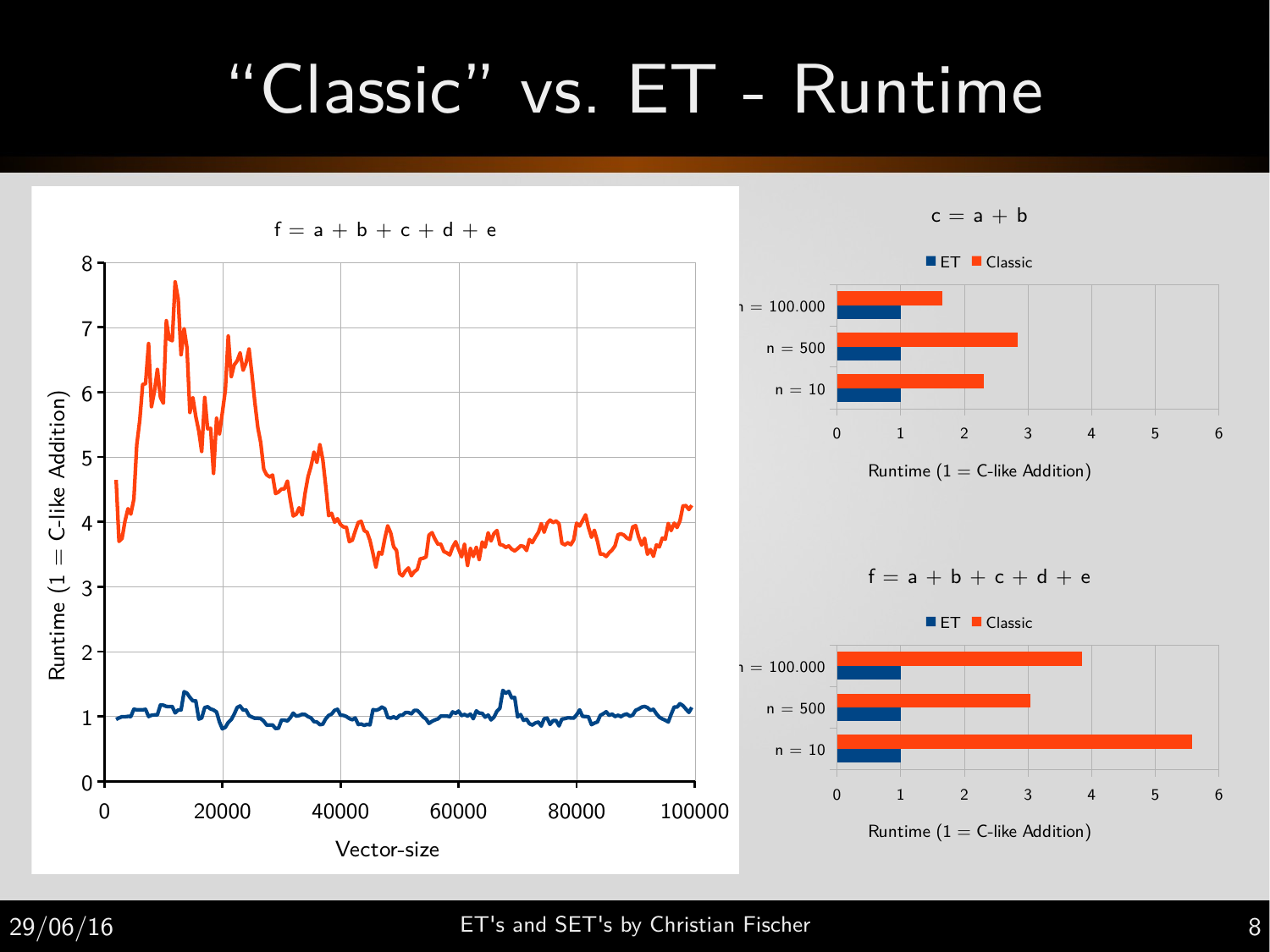# "Classic" vs. ET - Runtime

$f = a + b + c + d + e$

Runtime (1 = C-like Addition)

Vector-size

$c = a + b$

ET Classic

n = 100.000

n = 500

n = 10

Runtime (1 = C-like Addition)

$f = a + b + c + d + e$

ET Classic

n = 100.000

n = 500

n = 10

Runtime (1 = C-like Addition)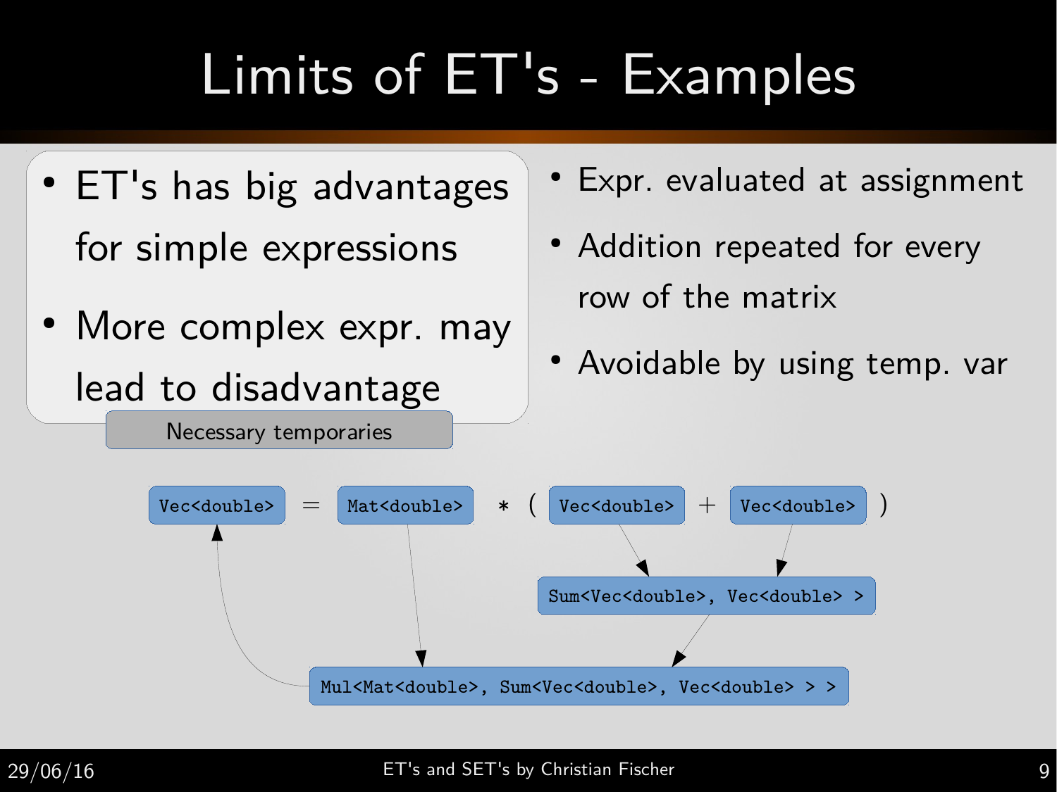# Limits of ET's - Examples

- ET's has big advantages for simple expressions
- More complex expr. may lead to disadvantage

Necessary temporaries

- Expr. evaluated at assignment
- Addition repeated for every row of the matrix
- Avoidable by using temp. var

```
Vec<double> = Mat<double> * ( Vec<double> + Vec<double> )

Sum<Vec<double>, Vec<double> >

Mul<Mat<double>, Sum<Vec<double>, Vec<double> > >
```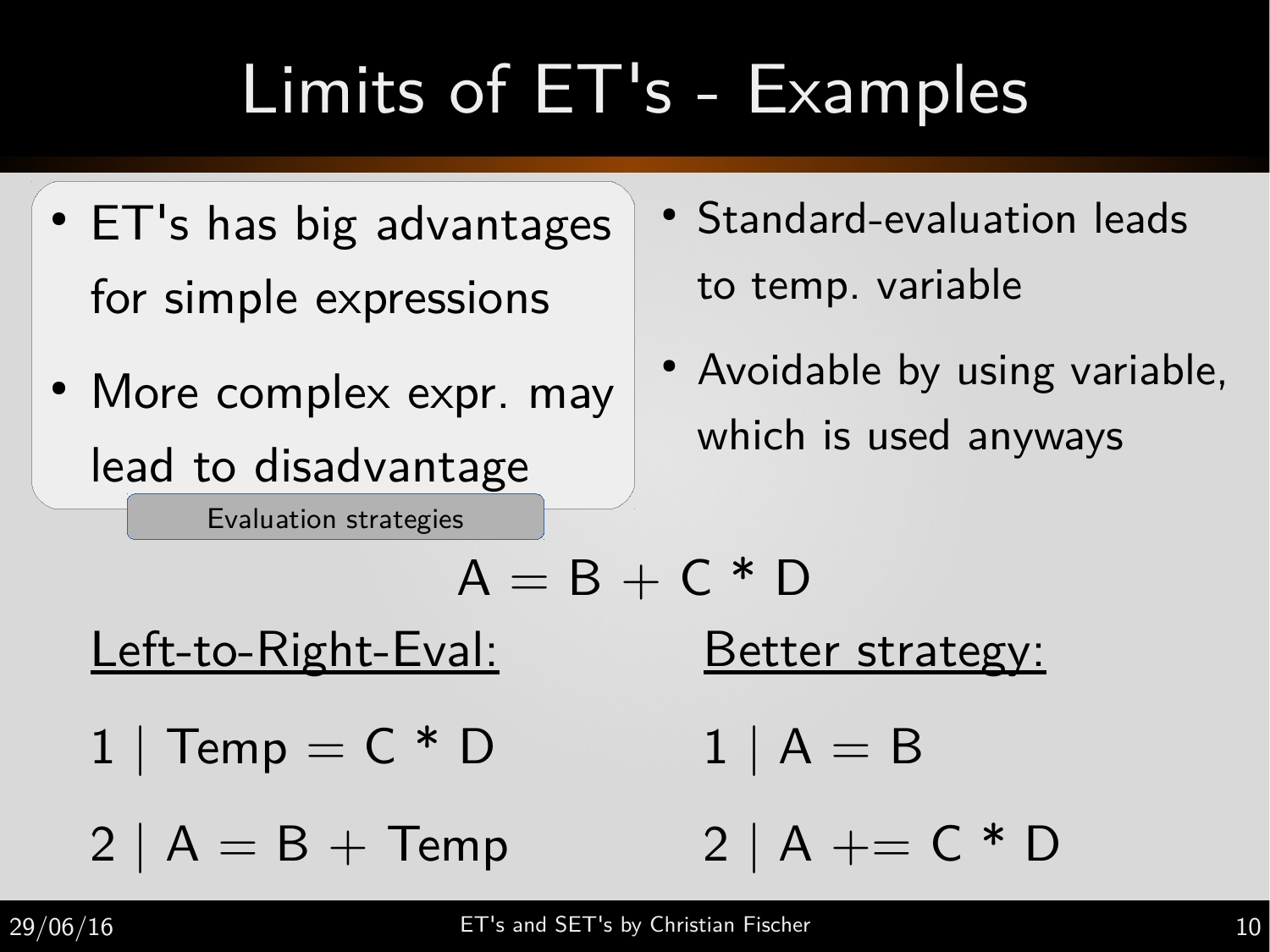# Limits of ET's - Examples

- ET's has big advantages for simple expressions
- More complex expr. may lead to disadvantage

Evaluation strategies

- Standard-evaluation leads to temp. variable
- Avoidable by using variable, which is used anyways

A = B + C * D

<u>Left-to-Right-Eval:</u>

```
1 | Temp = C * D
2 | A = B + Temp
```

<u>Better strategy:</u>

```
1 | A = B
2 | A += C * D
```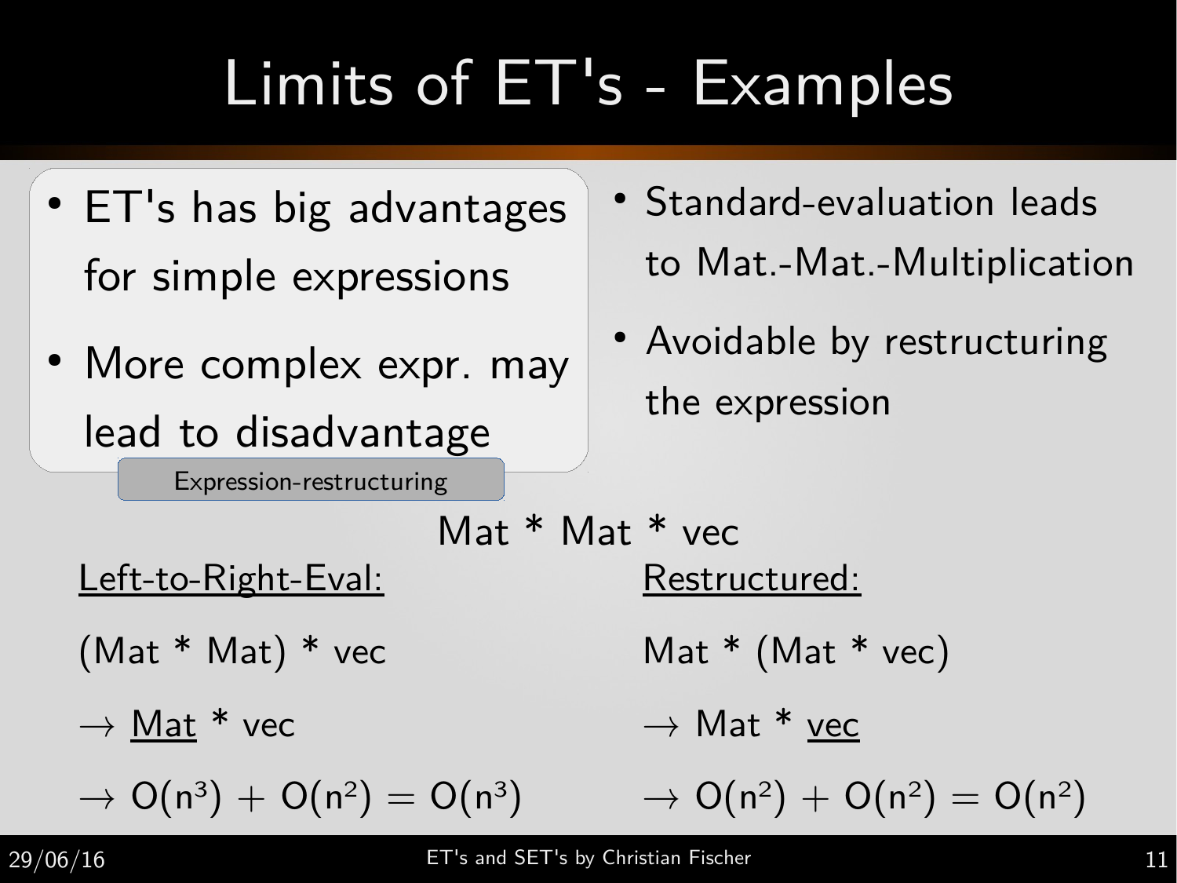# Limits of ET's - Examples

- ET's has big advantages for simple expressions
- More complex expr. may lead to disadvantage

Expression-restructuring

- Standard-evaluation leads to Mat.-Mat.-Multiplication
- Avoidable by restructuring the expression

Mat * Mat * vec

<u>Left-to-Right-Eval:</u>

(Mat * Mat) * vec

$\rightarrow$ <u>Mat</u> * vec

$\rightarrow O(n^3) + O(n^2) = O(n^3)$

<u>Restructured:</u>

Mat * (Mat * vec)

$\rightarrow$ Mat * <u>vec</u>

$\rightarrow O(n^2) + O(n^2) = O(n^2)$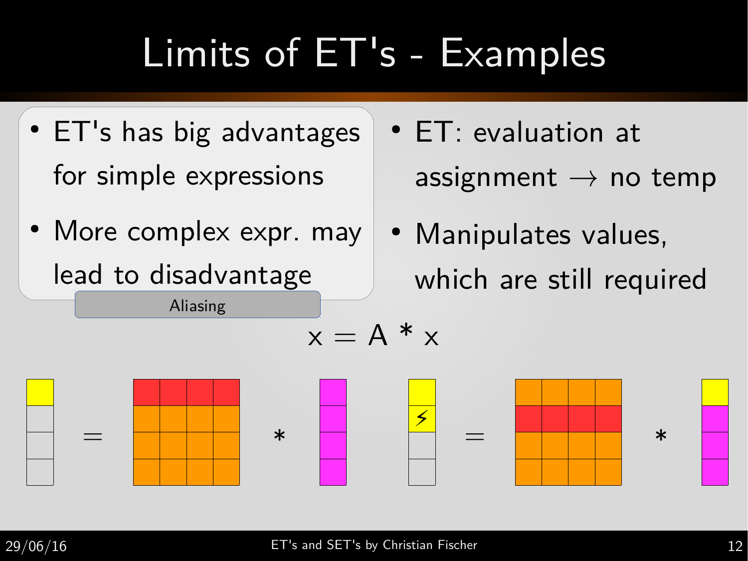# Limits of ET's - Examples

- ET's has big advantages for simple expressions
- More complex expr. may lead to disadvantage

Aliasing

- ET: evaluation at assignment → no temp
- Manipulates values, which are still required

$$x = A * x$$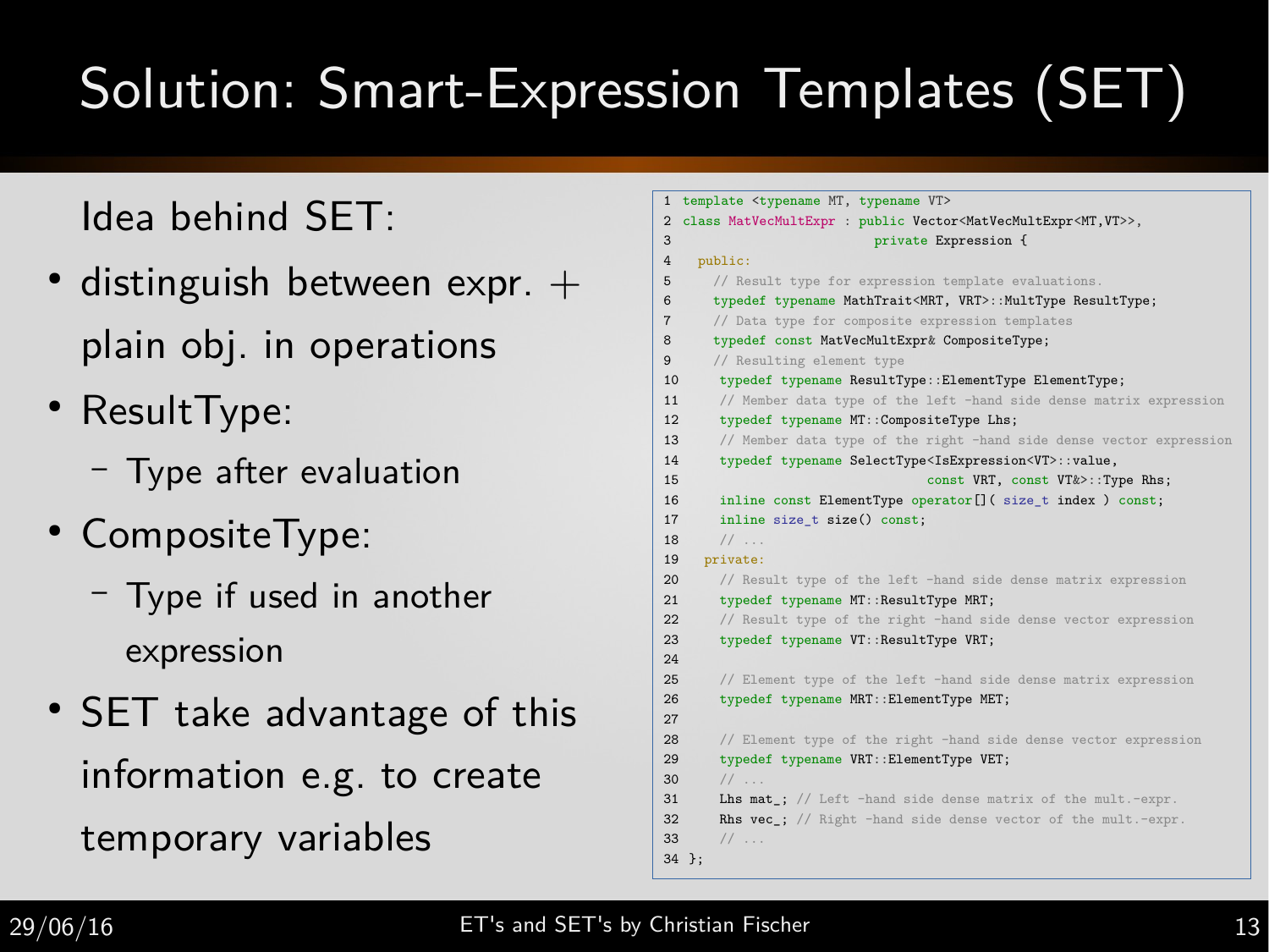# Solution: Smart-Expression Templates (SET)

Idea behind SET:

- distinguish between expr. + plain obj. in operations
- ResultType:
  - Type after evaluation
- CompositeType:
  - Type if used in another expression
- SET take advantage of this information e.g. to create temporary variables

```
1  template <typename MT, typename VT>
2  class MatVecMultExpr : public Vector<MatVecMultExpr<MT,VT>>,
3                          private Expression {
4    public:
5      // Result type for expression template evaluations.
6      typedef typename MathTrait<MRT, VRT>::MultType ResultType;
7      // Data type for composite expression templates
8      typedef const MatVecMultExpr& CompositeType;
9      // Resulting element type
10      typedef typename ResultType::ElementType ElementType;
11      // Member data type of the left -hand side dense matrix expression
12      typedef typename MT::CompositeType Lhs;
13      // Member data type of the right -hand side dense vector expression
14      typedef typename SelectType<IsExpression<VT>::value,
15                                  const VRT, const VT&>::Type Rhs;
16      inline const ElementType operator[]( size_t index ) const;
17      inline size_t size() const;
18      // ...
19    private:
20      // Result type of the left -hand side dense matrix expression
21      typedef typename MT::ResultType MRT;
22      // Result type of the right -hand side dense vector expression
23      typedef typename VT::ResultType VRT;
24
25      // Element type of the left -hand side dense matrix expression
26      typedef typename MRT::ElementType MET;
27
28      // Element type of the right -hand side dense vector expression
29      typedef typename VRT::ElementType VET;
30      // ...
31      Lhs mat_; // Left -hand side dense matrix of the mult.-expr.
32      Rhs vec_; // Right -hand side dense vector of the mult.-expr.
33      // ...
34  };
```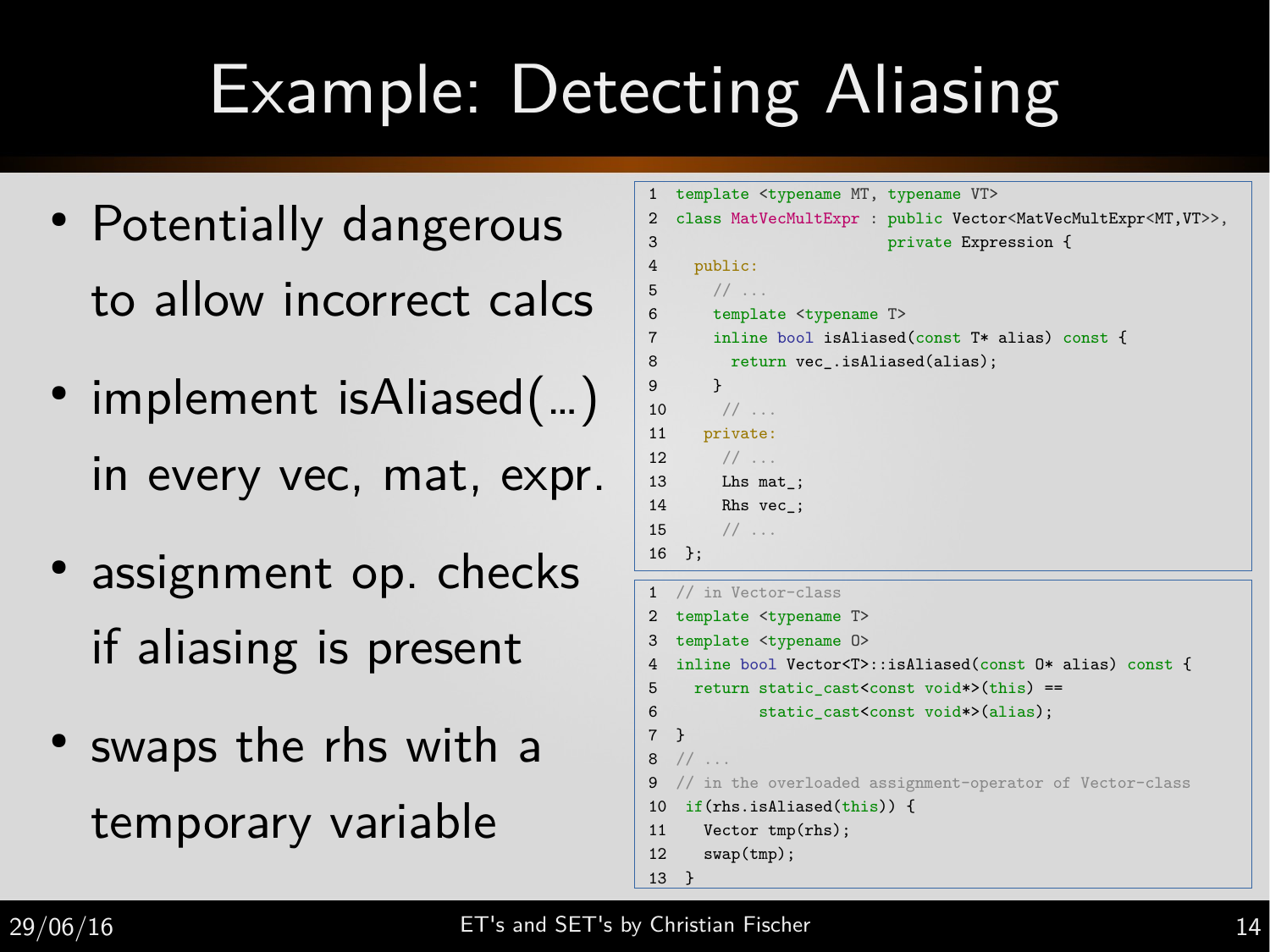# Example: Detecting Aliasing

- Potentially dangerous to allow incorrect calcs
- implement isAliased(...) in every vec, mat, expr.
- assignment op. checks if aliasing is present
- swaps the rhs with a temporary variable

```cpp
template <typename MT, typename VT>
class MatVecMultExpr : public Vector<MatVecMultExpr<MT,VT>>,
                       private Expression {
  public:
    // ...
    template <typename T>
    inline bool isAliased(const T* alias) const {
      return vec_.isAliased(alias);
    }
     // ...
   private:
     // ...
     Lhs mat_;
     Rhs vec_;
     // ...
};
```

```cpp
// in Vector-class
template <typename T>
template <typename O>
inline bool Vector<T>::isAliased(const O* alias) const {
  return static_cast<const void*>(this) ==
         static_cast<const void*>(alias);
}
// ...
// in the overloaded assignment-operator of Vector-class
 if(rhs.isAliased(this)) {
   Vector tmp(rhs);
   swap(tmp);
 }
```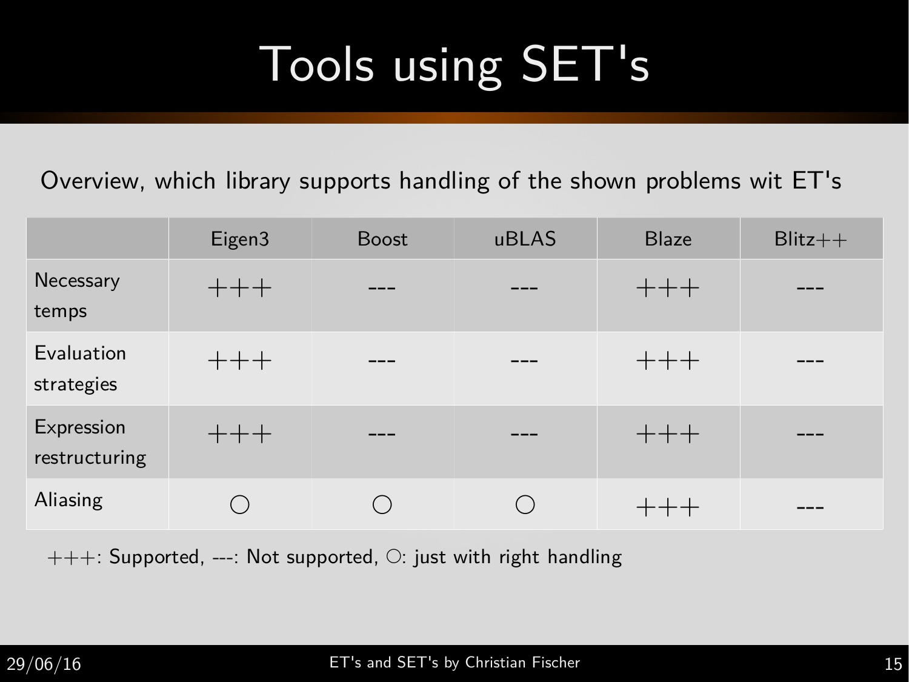# Tools using SET's

Overview, which library supports handling of the shown problems wit ET's

| | Eigen3 | Boost | uBLAS | Blaze | Blitz++ |
|---|---|---|---|---|---|
| Necessary temps | +++ | --- | --- | +++ | --- |
| Evaluation strategies | +++ | --- | --- | +++ | --- |
| Expression restructuring | +++ | --- | --- | +++ | --- |
| Aliasing | ○ | ○ | ○ | +++ | --- |

+++: Supported, ---: Not supported, ○: just with right handling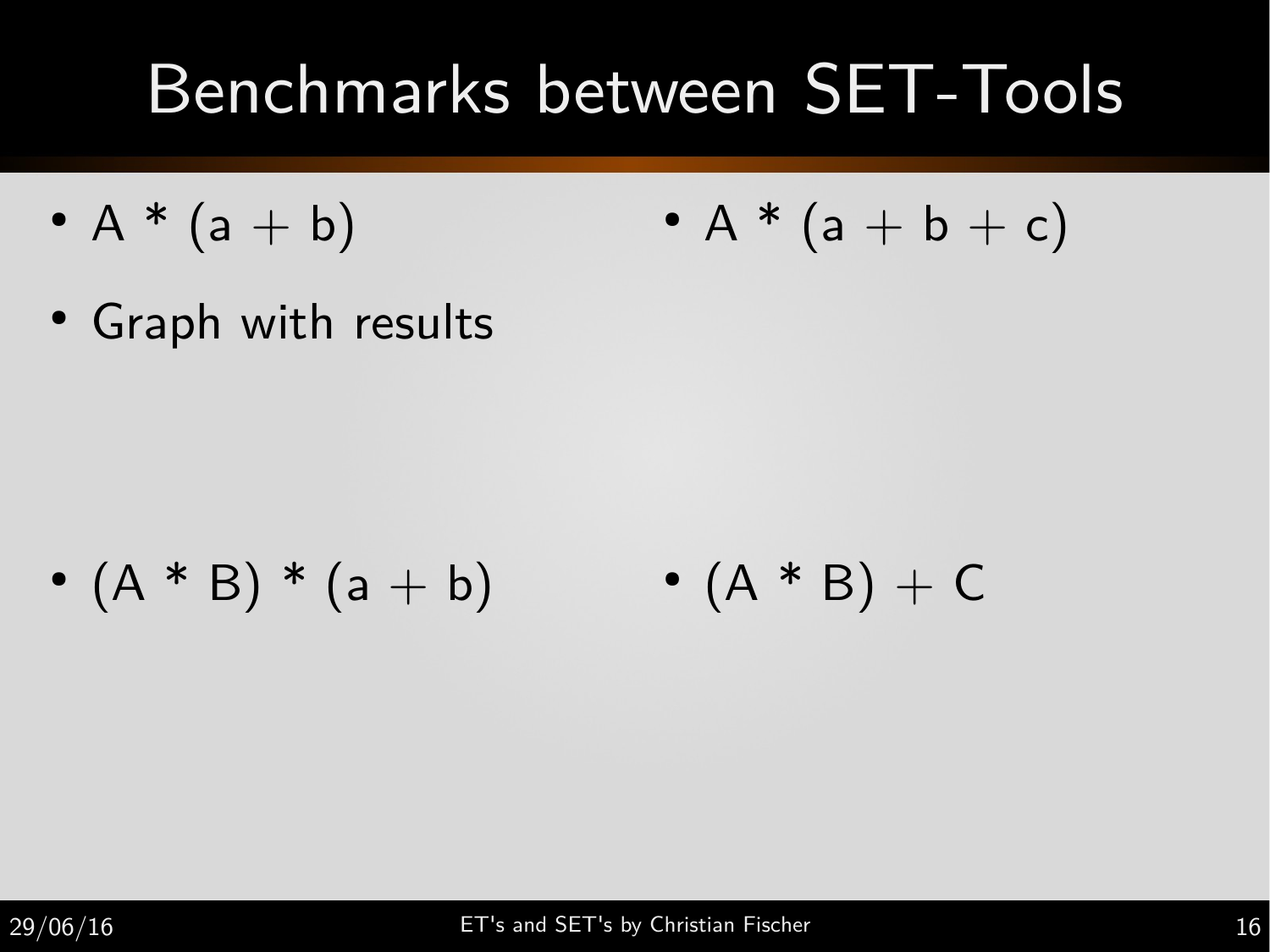# Benchmarks between SET-Tools

- A * (a + b)
- A * (a + b + c)
- Graph with results
- (A * B) * (a + b)
- (A * B) + C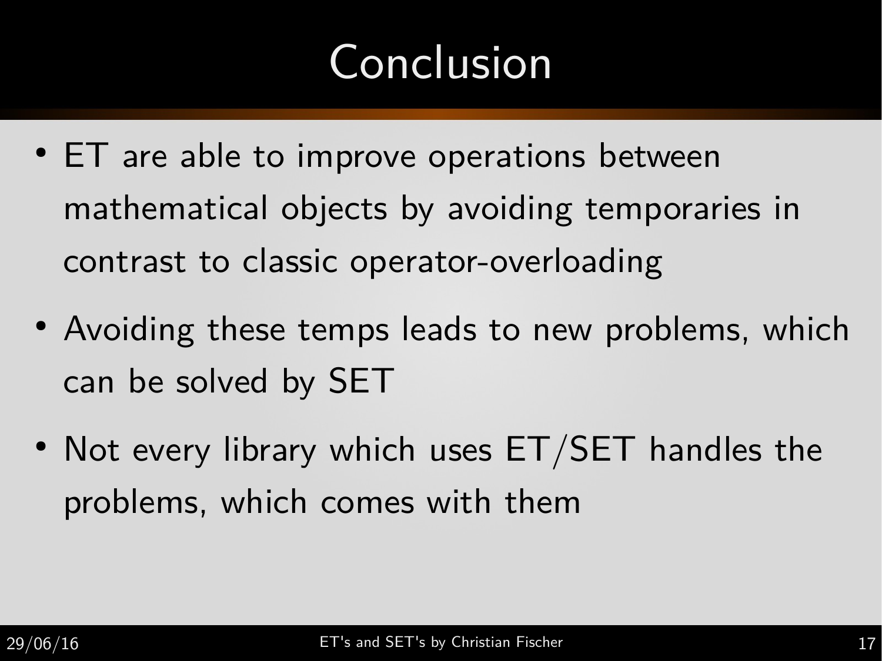# Conclusion

- ET are able to improve operations between mathematical objects by avoiding temporaries in contrast to classic operator-overloading
- Avoiding these temps leads to new problems, which can be solved by SET
- Not every library which uses ET/SET handles the problems, which comes with them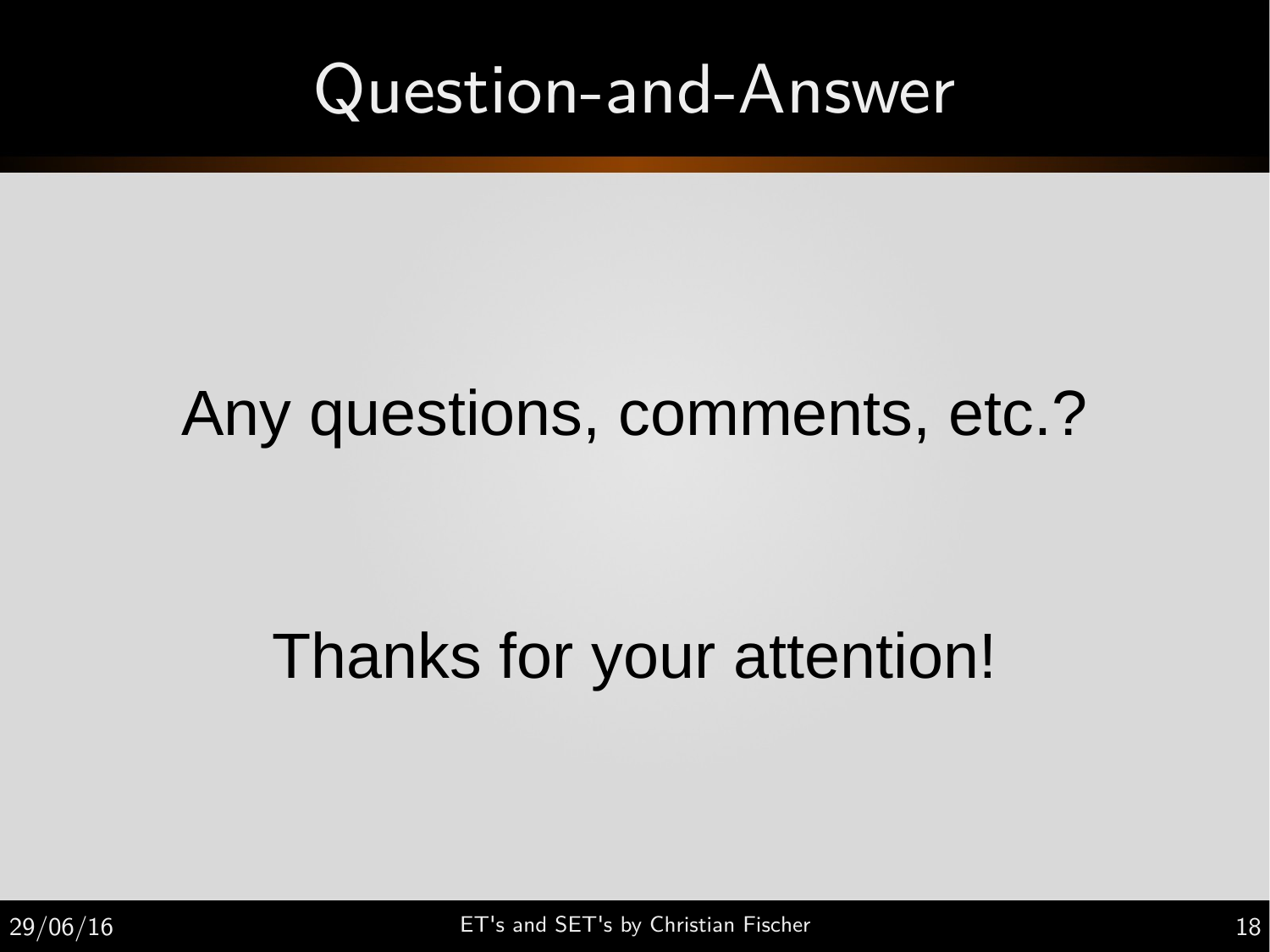# Question-and-Answer

Any questions, comments, etc.?

Thanks for your attention!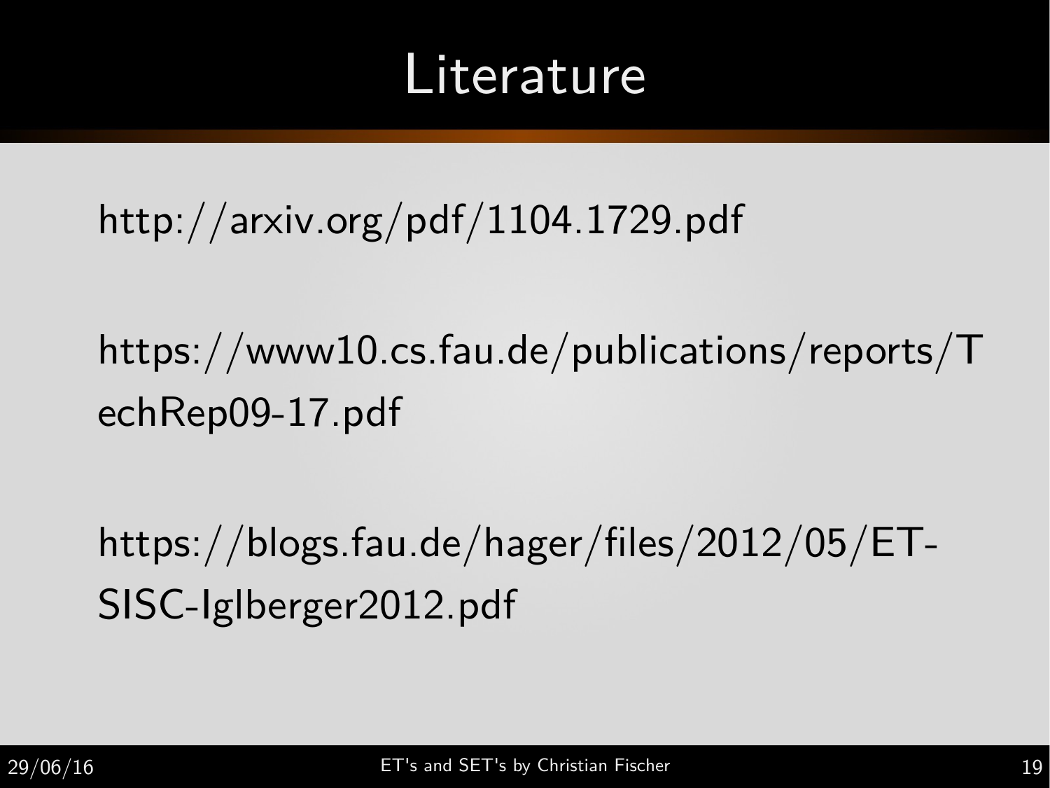# Literature

http://arxiv.org/pdf/1104.1729.pdf

https://www10.cs.fau.de/publications/reports/TechRep09-17.pdf

https://blogs.fau.de/hager/files/2012/05/ET-SISC-Iglberger2012.pdf